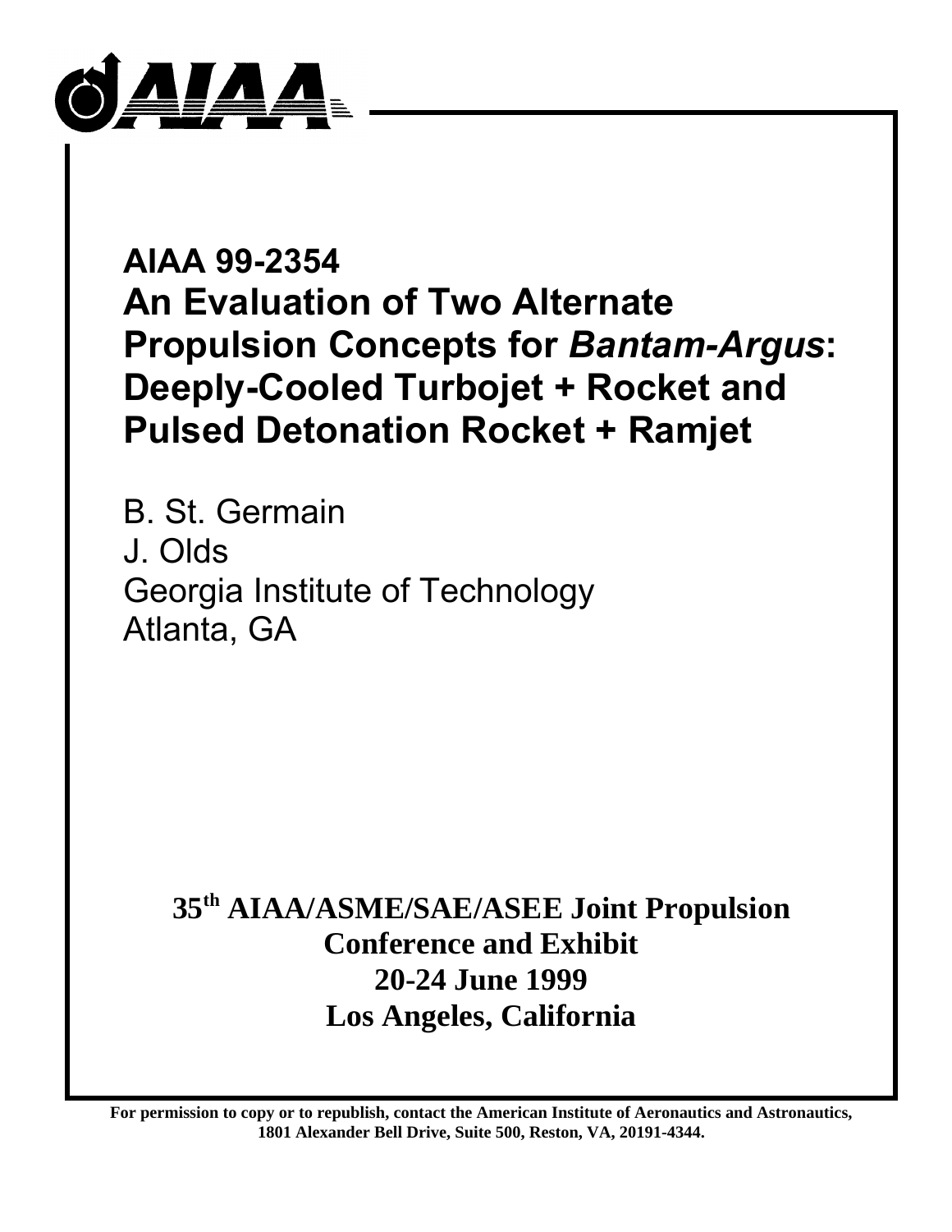# AIAA 99-2354

# An Evaluation of Two Alternate Propulsion Concepts for *Bantam-Argus*: Deeply-Cooled Turbojet + Rocket and Pulsed Detonation Rocket + Ramjet

B. St. Germain
J. Olds
Georgia Institute of Technology
Atlanta, GA

**35th AIAA/ASME/SAE/ASEE Joint Propulsion Conference and Exhibit**
**20-24 June 1999**
**Los Angeles, California**

**For permission to copy or to republish, contact the American Institute of Aeronautics and Astronautics, 1801 Alexander Bell Drive, Suite 500, Reston, VA, 20191-4344.**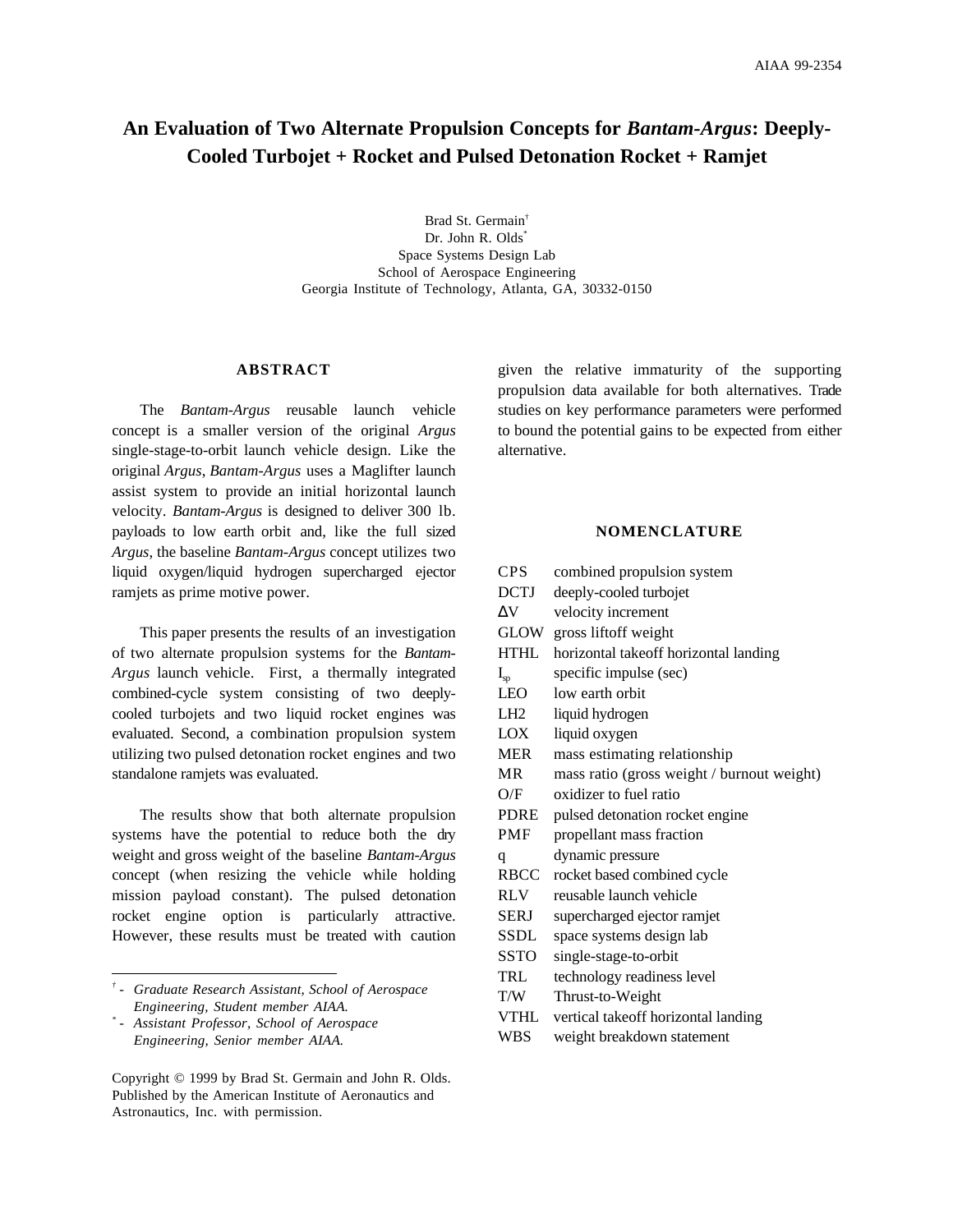# An Evaluation of Two Alternate Propulsion Concepts for *Bantam-Argus*: Deeply-Cooled Turbojet + Rocket and Pulsed Detonation Rocket + Ramjet

Brad St. Germain[†]
Dr. John R. Olds[*]
Space Systems Design Lab
School of Aerospace Engineering
Georgia Institute of Technology, Atlanta, GA, 30332-0150

## ABSTRACT

The *Bantam-Argus* reusable launch vehicle concept is a smaller version of the original *Argus* single-stage-to-orbit launch vehicle design. Like the original *Argus*, *Bantam-Argus* uses a Maglifter launch assist system to provide an initial horizontal launch velocity. *Bantam-Argus* is designed to deliver 300 lb. payloads to low earth orbit and, like the full sized *Argus,* the baseline *Bantam-Argus* concept utilizes two liquid oxygen/liquid hydrogen supercharged ejector ramjets as prime motive power.

This paper presents the results of an investigation of two alternate propulsion systems for the *Bantam-Argus* launch vehicle. First, a thermally integrated combined-cycle system consisting of two deeply-cooled turbojets and two liquid rocket engines was evaluated. Second, a combination propulsion system utilizing two pulsed detonation rocket engines and two standalone ramjets was evaluated.

The results show that both alternate propulsion systems have the potential to reduce both the dry weight and gross weight of the baseline *Bantam-Argus* concept (when resizing the vehicle while holding mission payload constant). The pulsed detonation rocket engine option is particularly attractive. However, these results must be treated with caution given the relative immaturity of the supporting propulsion data available for both alternatives. Trade studies on key performance parameters were performed to bound the potential gains to be expected from either alternative.

[†] - *Graduate Research Assistant, School of Aerospace Engineering, Student member AIAA.*

[*] - *Assistant Professor, School of Aerospace Engineering, Senior member AIAA.*

Copyright © 1999 by Brad St. Germain and John R. Olds. Published by the American Institute of Aeronautics and Astronautics, Inc. with permission.

## NOMENCLATURE

| | |
|---|---|
| CPS | combined propulsion system |
| DCTJ | deeply-cooled turbojet |
| $\Delta V$ | velocity increment |
| GLOW | gross liftoff weight |
| HTHL | horizontal takeoff horizontal landing |
| $I_{sp}$ | specific impulse (sec) |
| LEO | low earth orbit |
| LH2 | liquid hydrogen |
| LOX | liquid oxygen |
| MER | mass estimating relationship |
| MR | mass ratio (gross weight / burnout weight) |
| O/F | oxidizer to fuel ratio |
| PDRE | pulsed detonation rocket engine |
| PMF | propellant mass fraction |
| q | dynamic pressure |
| RBCC | rocket based combined cycle |
| RLV | reusable launch vehicle |
| SERJ | supercharged ejector ramjet |
| SSDL | space systems design lab |
| SSTO | single-stage-to-orbit |
| TRL | technology readiness level |
| T/W | Thrust-to-Weight |
| VTHL | vertical takeoff horizontal landing |
| WBS | weight breakdown statement |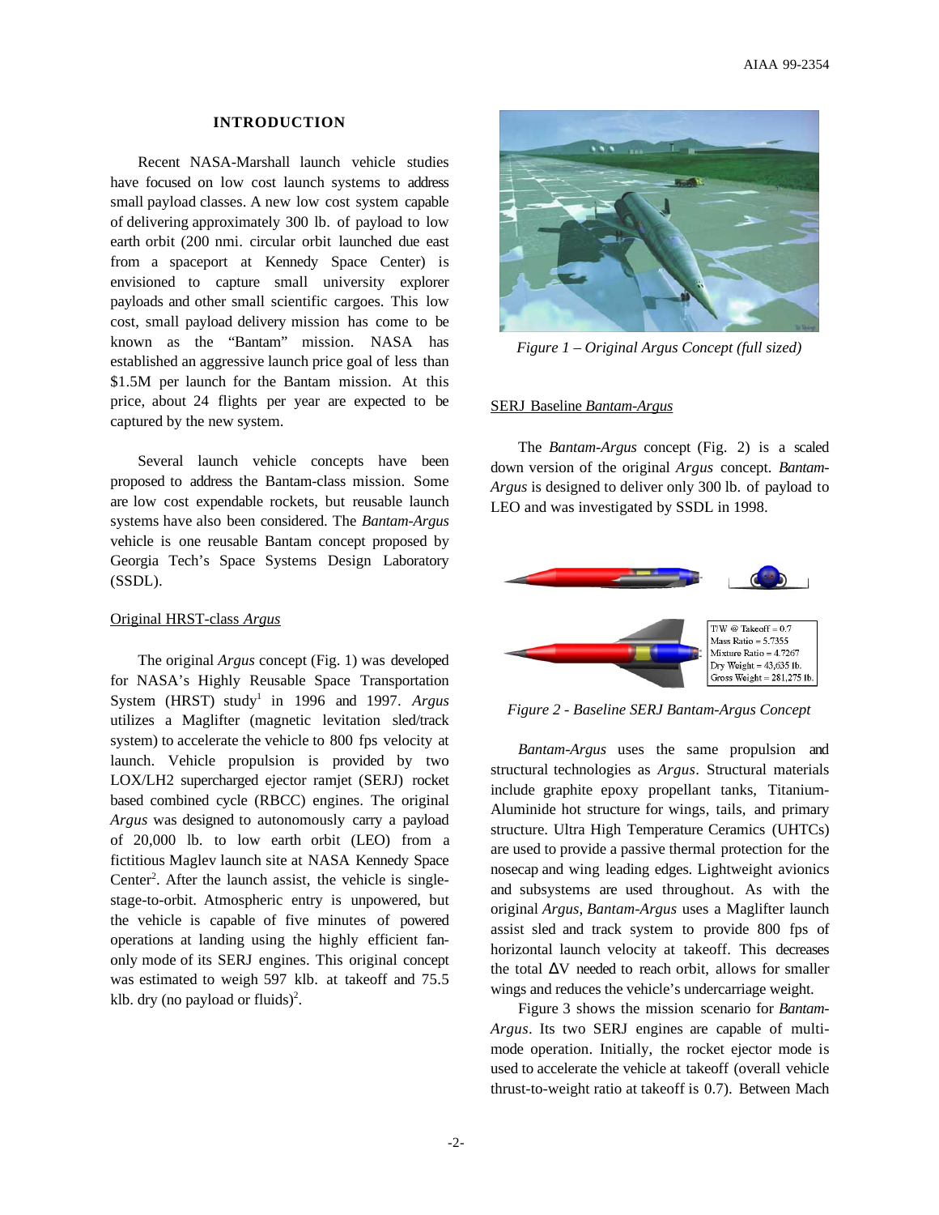## INTRODUCTION

Recent NASA-Marshall launch vehicle studies have focused on low cost launch systems to address small payload classes. A new low cost system capable of delivering approximately 300 lb. of payload to low earth orbit (200 nmi. circular orbit launched due east from a spaceport at Kennedy Space Center) is envisioned to capture small university explorer payloads and other small scientific cargoes. This low cost, small payload delivery mission has come to be known as the "Bantam" mission. NASA has established an aggressive launch price goal of less than \$1.5M per launch for the Bantam mission. At this price, about 24 flights per year are expected to be captured by the new system.

Several launch vehicle concepts have been proposed to address the Bantam-class mission. Some are low cost expendable rockets, but reusable launch systems have also been considered. The *Bantam-Argus* vehicle is one reusable Bantam concept proposed by Georgia Tech's Space Systems Design Laboratory (SSDL).

### Original HRST-class *Argus*

The original *Argus* concept (Fig. 1) was developed for NASA's Highly Reusable Space Transportation System (HRST) study[1] in 1996 and 1997. *Argus* utilizes a Maglifter (magnetic levitation sled/track system) to accelerate the vehicle to 800 fps velocity at launch. Vehicle propulsion is provided by two LOX/LH2 supercharged ejector ramjet (SERJ) rocket based combined cycle (RBCC) engines. The original *Argus* was designed to autonomously carry a payload of 20,000 lb. to low earth orbit (LEO) from a fictitious Maglev launch site at NASA Kennedy Space Center[2]. After the launch assist, the vehicle is single-stage-to-orbit. Atmospheric entry is unpowered, but the vehicle is capable of five minutes of powered operations at landing using the highly efficient fan-only mode of its SERJ engines. This original concept was estimated to weigh 597 klb. at takeoff and 75.5 klb. dry (no payload or fluids)[2].

*Figure 1 – Original Argus Concept (full sized)*

### SERJ Baseline *Bantam-Argus*

The *Bantam-Argus* concept (Fig. 2) is a scaled down version of the original *Argus* concept. *Bantam-Argus* is designed to deliver only 300 lb. of payload to LEO and was investigated by SSDL in 1998.

T/W @ Takeoff = 0.7
Mass Ratio = 5.7355
Mixture Ratio = 4.7267
Dry Weight = 43,635 lb.
Gross Weight = 281,275 lb.

*Figure 2 - Baseline SERJ Bantam-Argus Concept*

*Bantam-Argus* uses the same propulsion and structural technologies as *Argus*. Structural materials include graphite epoxy propellant tanks, Titanium-Aluminide hot structure for wings, tails, and primary structure. Ultra High Temperature Ceramics (UHTCs) are used to provide a passive thermal protection for the nosecap and wing leading edges. Lightweight avionics and subsystems are used throughout. As with the original *Argus*, *Bantam-Argus* uses a Maglifter launch assist sled and track system to provide 800 fps of horizontal launch velocity at takeoff. This decreases the total $\Delta V$ needed to reach orbit, allows for smaller wings and reduces the vehicle's undercarriage weight.

Figure 3 shows the mission scenario for *Bantam-Argus*. Its two SERJ engines are capable of multi-mode operation. Initially, the rocket ejector mode is used to accelerate the vehicle at takeoff (overall vehicle thrust-to-weight ratio at takeoff is 0.7). Between Mach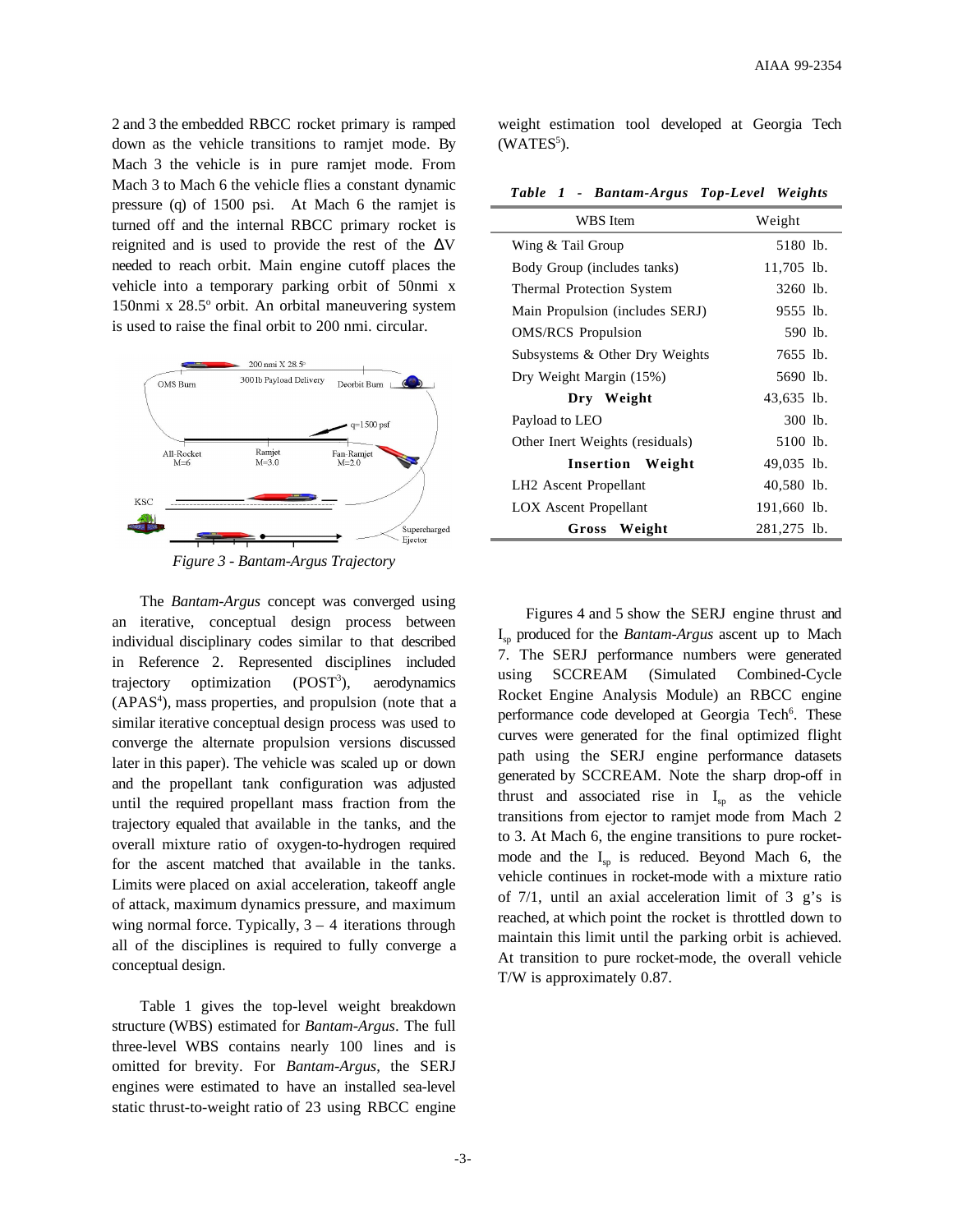2 and 3 the embedded RBCC rocket primary is ramped down as the vehicle transitions to ramjet mode. By Mach 3 the vehicle is in pure ramjet mode. From Mach 3 to Mach 6 the vehicle flies a constant dynamic pressure (q) of 1500 psi. At Mach 6 the ramjet is turned off and the internal RBCC primary rocket is reignited and is used to provide the rest of the $\Delta V$ needed to reach orbit. Main engine cutoff places the vehicle into a temporary parking orbit of 50nmi x 150nmi x 28.5° orbit. An orbital maneuvering system is used to raise the final orbit to 200 nmi. circular.

*Figure 3 - Bantam-Argus Trajectory*

The *Bantam-Argus* concept was converged using an iterative, conceptual design process between individual disciplinary codes similar to that described in Reference 2. Represented disciplines included trajectory optimization (POST[3]), aerodynamics (APAS[4]), mass properties, and propulsion (note that a similar iterative conceptual design process was used to converge the alternate propulsion versions discussed later in this paper). The vehicle was scaled up or down and the propellant tank configuration was adjusted until the required propellant mass fraction from the trajectory equaled that available in the tanks, and the overall mixture ratio of oxygen-to-hydrogen required for the ascent matched that available in the tanks. Limits were placed on axial acceleration, takeoff angle of attack, maximum dynamics pressure, and maximum wing normal force. Typically, 3 – 4 iterations through all of the disciplines is required to fully converge a conceptual design.

Table 1 gives the top-level weight breakdown structure (WBS) estimated for *Bantam-Argus*. The full three-level WBS contains nearly 100 lines and is omitted for brevity. For *Bantam-Argus*, the SERJ engines were estimated to have an installed sea-level static thrust-to-weight ratio of 23 using RBCC engine weight estimation tool developed at Georgia Tech (WATES[5]).

***Table 1 - Bantam-Argus Top-Level Weights***

| WBS Item | Weight |
|---|---|
| Wing & Tail Group | 5180 lb. |
| Body Group (includes tanks) | 11,705 lb. |
| Thermal Protection System | 3260 lb. |
| Main Propulsion (includes SERJ) | 9555 lb. |
| OMS/RCS Propulsion | 590 lb. |
| Subsystems & Other Dry Weights | 7655 lb. |
| Dry Weight Margin (15%) | 5690 lb. |
| **Dry Weight** | 43,635 lb. |
| Payload to LEO | 300 lb. |
| Other Inert Weights (residuals) | 5100 lb. |
| **Insertion Weight** | 49,035 lb. |
| LH2 Ascent Propellant | 40,580 lb. |
| LOX Ascent Propellant | 191,660 lb. |
| **Gross Weight** | 281,275 lb. |

Figures 4 and 5 show the SERJ engine thrust and $I_{sp}$ produced for the *Bantam-Argus* ascent up to Mach 7. The SERJ performance numbers were generated using SCCREAM (Simulated Combined-Cycle Rocket Engine Analysis Module) an RBCC engine performance code developed at Georgia Tech[6]. These curves were generated for the final optimized flight path using the SERJ engine performance datasets generated by SCCREAM. Note the sharp drop-off in thrust and associated rise in $I_{sp}$ as the vehicle transitions from ejector to ramjet mode from Mach 2 to 3. At Mach 6, the engine transitions to pure rocket-mode and the $I_{sp}$ is reduced. Beyond Mach 6, the vehicle continues in rocket-mode with a mixture ratio of 7/1, until an axial acceleration limit of 3 g's is reached, at which point the rocket is throttled down to maintain this limit until the parking orbit is achieved. At transition to pure rocket-mode, the overall vehicle T/W is approximately 0.87.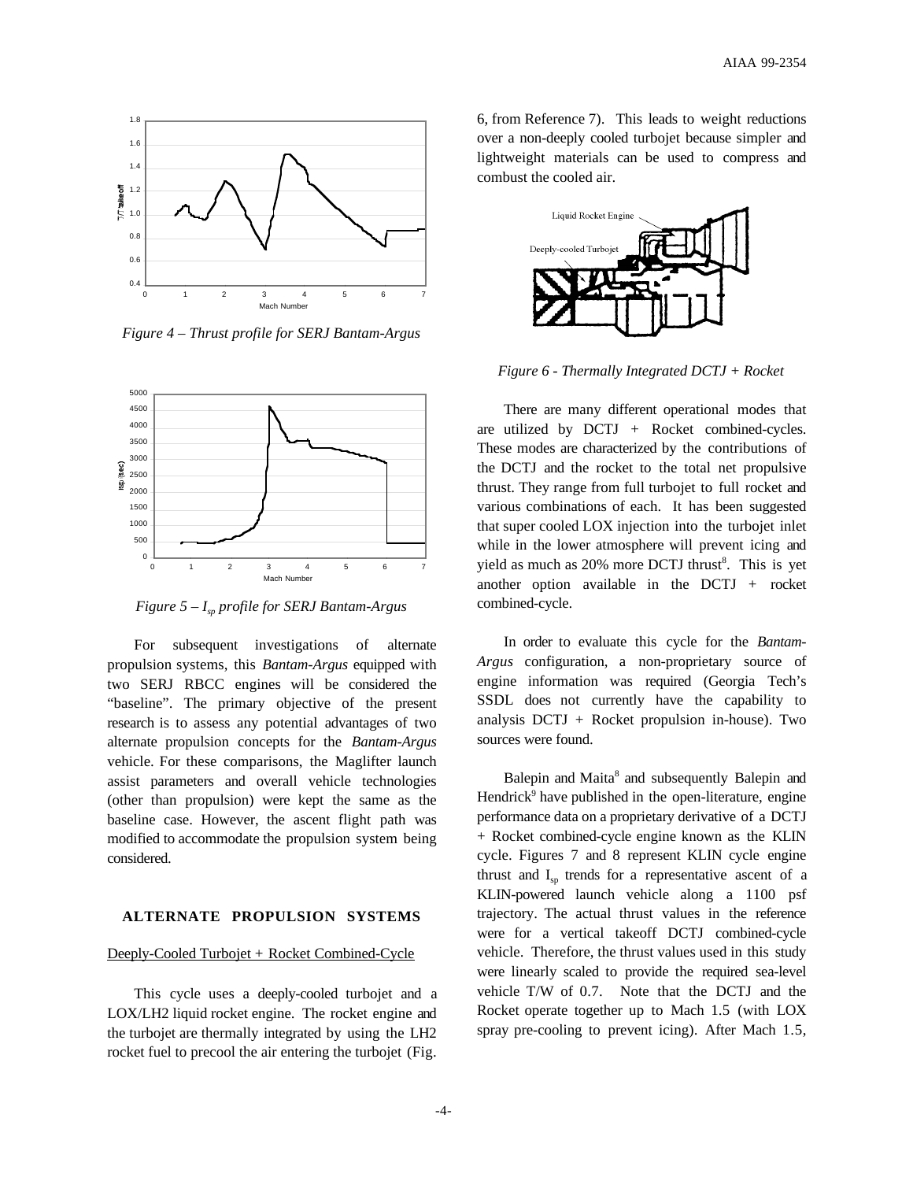*Figure 4 – Thrust profile for SERJ Bantam-Argus*

*Figure 5 – $I_{sp}$ profile for SERJ Bantam-Argus*

For subsequent investigations of alternate propulsion systems, this *Bantam-Argus* equipped with two SERJ RBCC engines will be considered the "baseline". The primary objective of the present research is to assess any potential advantages of two alternate propulsion concepts for the *Bantam-Argus* vehicle. For these comparisons, the Maglifter launch assist parameters and overall vehicle technologies (other than propulsion) were kept the same as the baseline case. However, the ascent flight path was modified to accommodate the propulsion system being considered.

## ALTERNATE PROPULSION SYSTEMS

### Deeply-Cooled Turbojet + Rocket Combined-Cycle

This cycle uses a deeply-cooled turbojet and a LOX/LH2 liquid rocket engine. The rocket engine and the turbojet are thermally integrated by using the LH2 rocket fuel to precool the air entering the turbojet (Fig. 6, from Reference 7). This leads to weight reductions over a non-deeply cooled turbojet because simpler and lightweight materials can be used to compress and combust the cooled air.

*Figure 6 - Thermally Integrated DCTJ + Rocket*

There are many different operational modes that are utilized by DCTJ + Rocket combined-cycles. These modes are characterized by the contributions of the DCTJ and the rocket to the total net propulsive thrust. They range from full turbojet to full rocket and various combinations of each. It has been suggested that super cooled LOX injection into the turbojet inlet while in the lower atmosphere will prevent icing and yield as much as 20% more DCTJ thrust[8]. This is yet another option available in the DCTJ + rocket combined-cycle.

In order to evaluate this cycle for the *Bantam-Argus* configuration, a non-proprietary source of engine information was required (Georgia Tech's SSDL does not currently have the capability to analysis DCTJ + Rocket propulsion in-house). Two sources were found.

Balepin and Maita[8] and subsequently Balepin and Hendrick[9] have published in the open-literature, engine performance data on a proprietary derivative of a DCTJ + Rocket combined-cycle engine known as the KLIN cycle. Figures 7 and 8 represent KLIN cycle engine thrust and $I_{sp}$ trends for a representative ascent of a KLIN-powered launch vehicle along a 1100 psf trajectory. The actual thrust values in the reference were for a vertical takeoff DCTJ combined-cycle vehicle. Therefore, the thrust values used in this study were linearly scaled to provide the required sea-level vehicle T/W of 0.7. Note that the DCTJ and the Rocket operate together up to Mach 1.5 (with LOX spray pre-cooling to prevent icing). After Mach 1.5,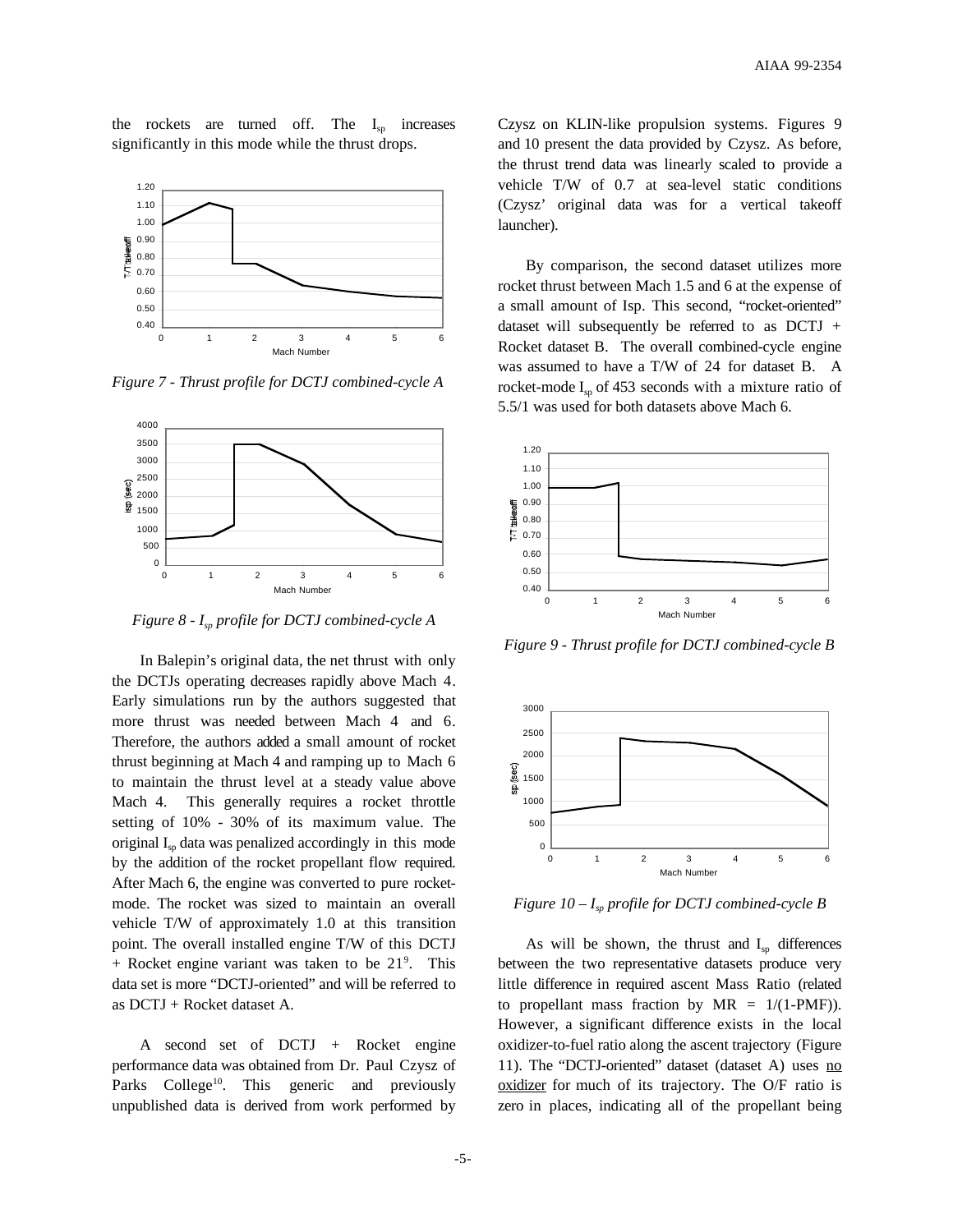the rockets are turned off. The $I_{sp}$ increases significantly in this mode while the thrust drops.

*Figure 7 - Thrust profile for DCTJ combined-cycle A*

*Figure 8 - $I_{sp}$ profile for DCTJ combined-cycle A*

In Balepin's original data, the net thrust with only the DCTJs operating decreases rapidly above Mach 4. Early simulations run by the authors suggested that more thrust was needed between Mach 4 and 6. Therefore, the authors added a small amount of rocket thrust beginning at Mach 4 and ramping up to Mach 6 to maintain the thrust level at a steady value above Mach 4. This generally requires a rocket throttle setting of 10% - 30% of its maximum value. The original $I_{sp}$ data was penalized accordingly in this mode by the addition of the rocket propellant flow required. After Mach 6, the engine was converted to pure rocket-mode. The rocket was sized to maintain an overall vehicle T/W of approximately 1.0 at this transition point. The overall installed engine T/W of this DCTJ + Rocket engine variant was taken to be 21[9]. This data set is more "DCTJ-oriented" and will be referred to as DCTJ + Rocket dataset A.

A second set of DCTJ + Rocket engine performance data was obtained from Dr. Paul Czysz of Parks College[10]. This generic and previously unpublished data is derived from work performed by Czysz on KLIN-like propulsion systems. Figures 9 and 10 present the data provided by Czysz. As before, the thrust trend data was linearly scaled to provide a vehicle T/W of 0.7 at sea-level static conditions (Czysz' original data was for a vertical takeoff launcher).

By comparison, the second dataset utilizes more rocket thrust between Mach 1.5 and 6 at the expense of a small amount of Isp. This second, "rocket-oriented" dataset will subsequently be referred to as DCTJ + Rocket dataset B. The overall combined-cycle engine was assumed to have a T/W of 24 for dataset B. A rocket-mode $I_{sp}$ of 453 seconds with a mixture ratio of 5.5/1 was used for both datasets above Mach 6.

*Figure 9 - Thrust profile for DCTJ combined-cycle B*

*Figure 10 – $I_{sp}$ profile for DCTJ combined-cycle B*

As will be shown, the thrust and $I_{sp}$ differences between the two representative datasets produce very little difference in required ascent Mass Ratio (related to propellant mass fraction by MR = 1/(1-PMF)). However, a significant difference exists in the local oxidizer-to-fuel ratio along the ascent trajectory (Figure 11). The "DCTJ-oriented" dataset (dataset A) uses <u>no oxidizer</u> for much of its trajectory. The O/F ratio is zero in places, indicating all of the propellant being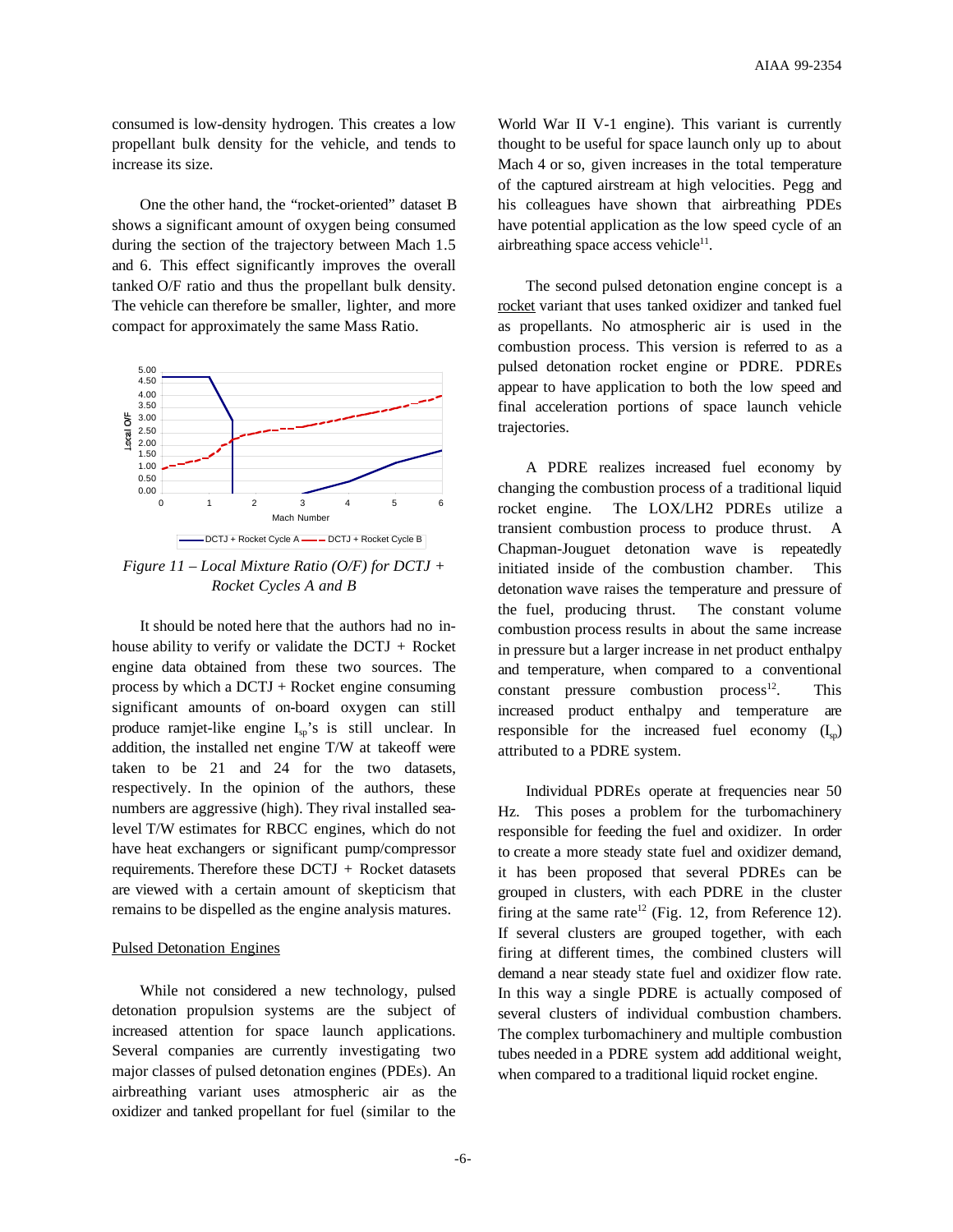consumed is low-density hydrogen. This creates a low propellant bulk density for the vehicle, and tends to increase its size.

One the other hand, the "rocket-oriented" dataset B shows a significant amount of oxygen being consumed during the section of the trajectory between Mach 1.5 and 6. This effect significantly improves the overall tanked O/F ratio and thus the propellant bulk density. The vehicle can therefore be smaller, lighter, and more compact for approximately the same Mass Ratio.

*Figure 11 – Local Mixture Ratio (O/F) for DCTJ + Rocket Cycles A and B*

It should be noted here that the authors had no in-house ability to verify or validate the DCTJ + Rocket engine data obtained from these two sources. The process by which a DCTJ + Rocket engine consuming significant amounts of on-board oxygen can still produce ramjet-like engine $I_{sp}$'s is still unclear. In addition, the installed net engine T/W at takeoff were taken to be 21 and 24 for the two datasets, respectively. In the opinion of the authors, these numbers are aggressive (high). They rival installed sea-level T/W estimates for RBCC engines, which do not have heat exchangers or significant pump/compressor requirements. Therefore these DCTJ + Rocket datasets are viewed with a certain amount of skepticism that remains to be dispelled as the engine analysis matures.

## Pulsed Detonation Engines

While not considered a new technology, pulsed detonation propulsion systems are the subject of increased attention for space launch applications. Several companies are currently investigating two major classes of pulsed detonation engines (PDEs). An airbreathing variant uses atmospheric air as the oxidizer and tanked propellant for fuel (similar to the World War II V-1 engine). This variant is currently thought to be useful for space launch only up to about Mach 4 or so, given increases in the total temperature of the captured airstream at high velocities. Pegg and his colleagues have shown that airbreathing PDEs have potential application as the low speed cycle of an airbreathing space access vehicle[11].

The second pulsed detonation engine concept is a rocket variant that uses tanked oxidizer and tanked fuel as propellants. No atmospheric air is used in the combustion process. This version is referred to as a pulsed detonation rocket engine or PDRE. PDREs appear to have application to both the low speed and final acceleration portions of space launch vehicle trajectories.

A PDRE realizes increased fuel economy by changing the combustion process of a traditional liquid rocket engine. The LOX/LH2 PDREs utilize a transient combustion process to produce thrust. A Chapman-Jouguet detonation wave is repeatedly initiated inside of the combustion chamber. This detonation wave raises the temperature and pressure of the fuel, producing thrust. The constant volume combustion process results in about the same increase in pressure but a larger increase in net product enthalpy and temperature, when compared to a conventional constant pressure combustion process[12]. This increased product enthalpy and temperature are responsible for the increased fuel economy ($I_{sp}$) attributed to a PDRE system.

Individual PDREs operate at frequencies near 50 Hz. This poses a problem for the turbomachinery responsible for feeding the fuel and oxidizer. In order to create a more steady state fuel and oxidizer demand, it has been proposed that several PDREs can be grouped in clusters, with each PDRE in the cluster firing at the same rate[12] (Fig. 12, from Reference 12). If several clusters are grouped together, with each firing at different times, the combined clusters will demand a near steady state fuel and oxidizer flow rate. In this way a single PDRE is actually composed of several clusters of individual combustion chambers. The complex turbomachinery and multiple combustion tubes needed in a PDRE system add additional weight, when compared to a traditional liquid rocket engine.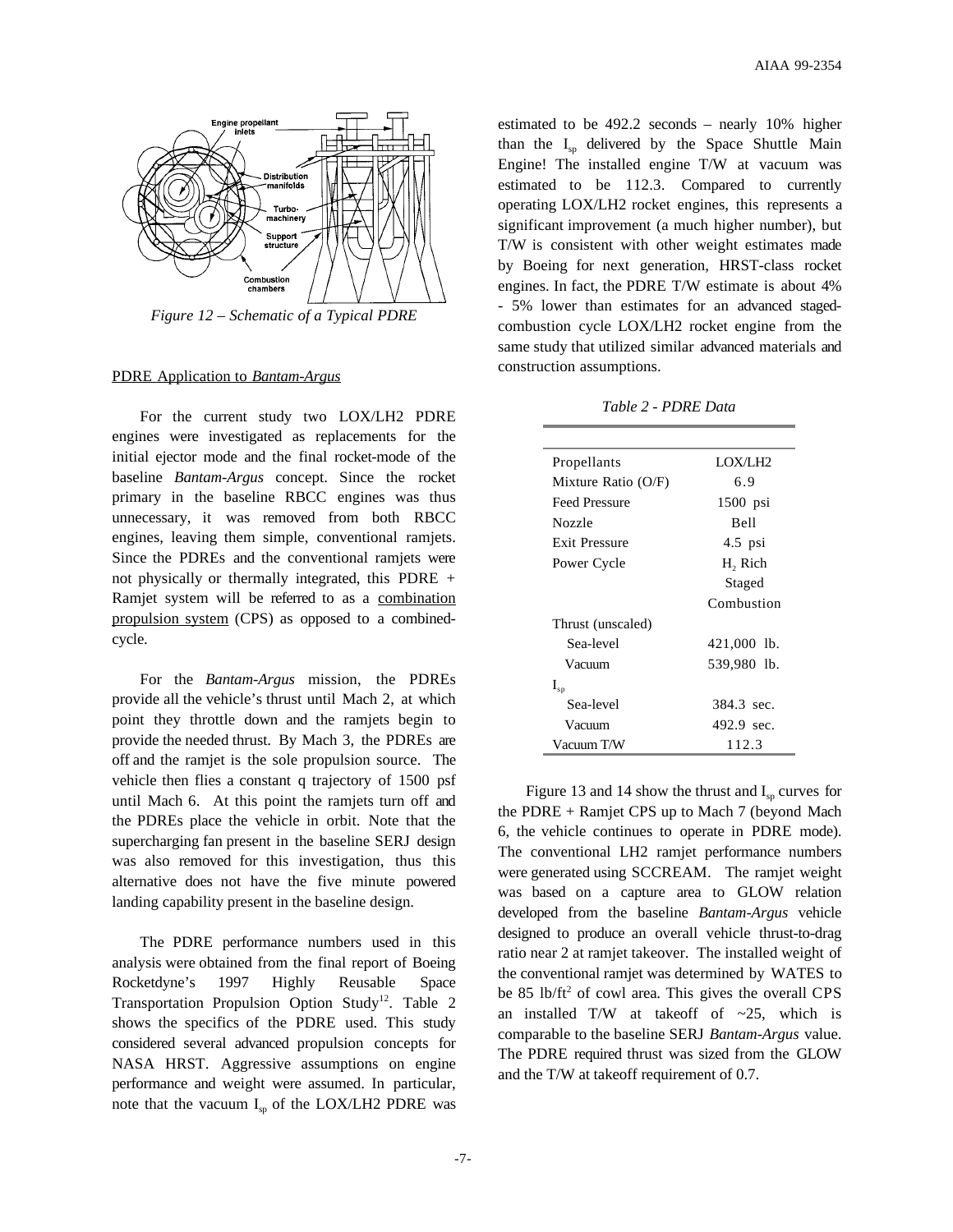Figure 12 – Schematic of a Typical PDRE

PDRE Application to *Bantam-Argus*

For the current study two LOX/LH2 PDRE engines were investigated as replacements for the initial ejector mode and the final rocket-mode of the baseline *Bantam-Argus* concept. Since the rocket primary in the baseline RBCC engines was thus unnecessary, it was removed from both RBCC engines, leaving them simple, conventional ramjets. Since the PDREs and the conventional ramjets were not physically or thermally integrated, this PDRE + Ramjet system will be referred to as a combination propulsion system (CPS) as opposed to a combined-cycle.

For the *Bantam-Argus* mission, the PDREs provide all the vehicle's thrust until Mach 2, at which point they throttle down and the ramjets begin to provide the needed thrust. By Mach 3, the PDREs are off and the ramjet is the sole propulsion source. The vehicle then flies a constant q trajectory of 1500 psf until Mach 6. At this point the ramjets turn off and the PDREs place the vehicle in orbit. Note that the supercharging fan present in the baseline SERJ design was also removed for this investigation, thus this alternative does not have the five minute powered landing capability present in the baseline design.

The PDRE performance numbers used in this analysis were obtained from the final report of Boeing Rocketdyne's 1997 Highly Reusable Space Transportation Propulsion Option Study[12]. Table 2 shows the specifics of the PDRE used. This study considered several advanced propulsion concepts for NASA HRST. Aggressive assumptions on engine performance and weight were assumed. In particular, note that the vacuum $I_{sp}$ of the LOX/LH2 PDRE was estimated to be 492.2 seconds – nearly 10% higher than the $I_{sp}$ delivered by the Space Shuttle Main Engine! The installed engine T/W at vacuum was estimated to be 112.3. Compared to currently operating LOX/LH2 rocket engines, this represents a significant improvement (a much higher number), but T/W is consistent with other weight estimates made by Boeing for next generation, HRST-class rocket engines. In fact, the PDRE T/W estimate is about 4% - 5% lower than estimates for an advanced staged-combustion cycle LOX/LH2 rocket engine from the same study that utilized similar advanced materials and construction assumptions.

*Table 2 - PDRE Data*

| | |
|---|---|
| Propellants | LOX/LH2 |
| Mixture Ratio (O/F) | 6.9 |
| Feed Pressure | 1500 psi |
| Nozzle | Bell |
| Exit Pressure | 4.5 psi |
| Power Cycle | $H_2$ Rich Staged Combustion |
| Thrust (unscaled) | |
| Sea-level | 421,000 lb. |
| Vacuum | 539,980 lb. |
| $I_{sp}$ | |
| Sea-level | 384.3 sec. |
| Vacuum | 492.9 sec. |
| Vacuum T/W | 112.3 |

Figure 13 and 14 show the thrust and $I_{sp}$ curves for the PDRE + Ramjet CPS up to Mach 7 (beyond Mach 6, the vehicle continues to operate in PDRE mode). The conventional LH2 ramjet performance numbers were generated using SCCREAM. The ramjet weight was based on a capture area to GLOW relation developed from the baseline *Bantam-Argus* vehicle designed to produce an overall vehicle thrust-to-drag ratio near 2 at ramjet takeover. The installed weight of the conventional ramjet was determined by WATES to be 85 lb/ft$^2$ of cowl area. This gives the overall CPS an installed T/W at takeoff of ~25, which is comparable to the baseline SERJ *Bantam-Argus* value. The PDRE required thrust was sized from the GLOW and the T/W at takeoff requirement of 0.7.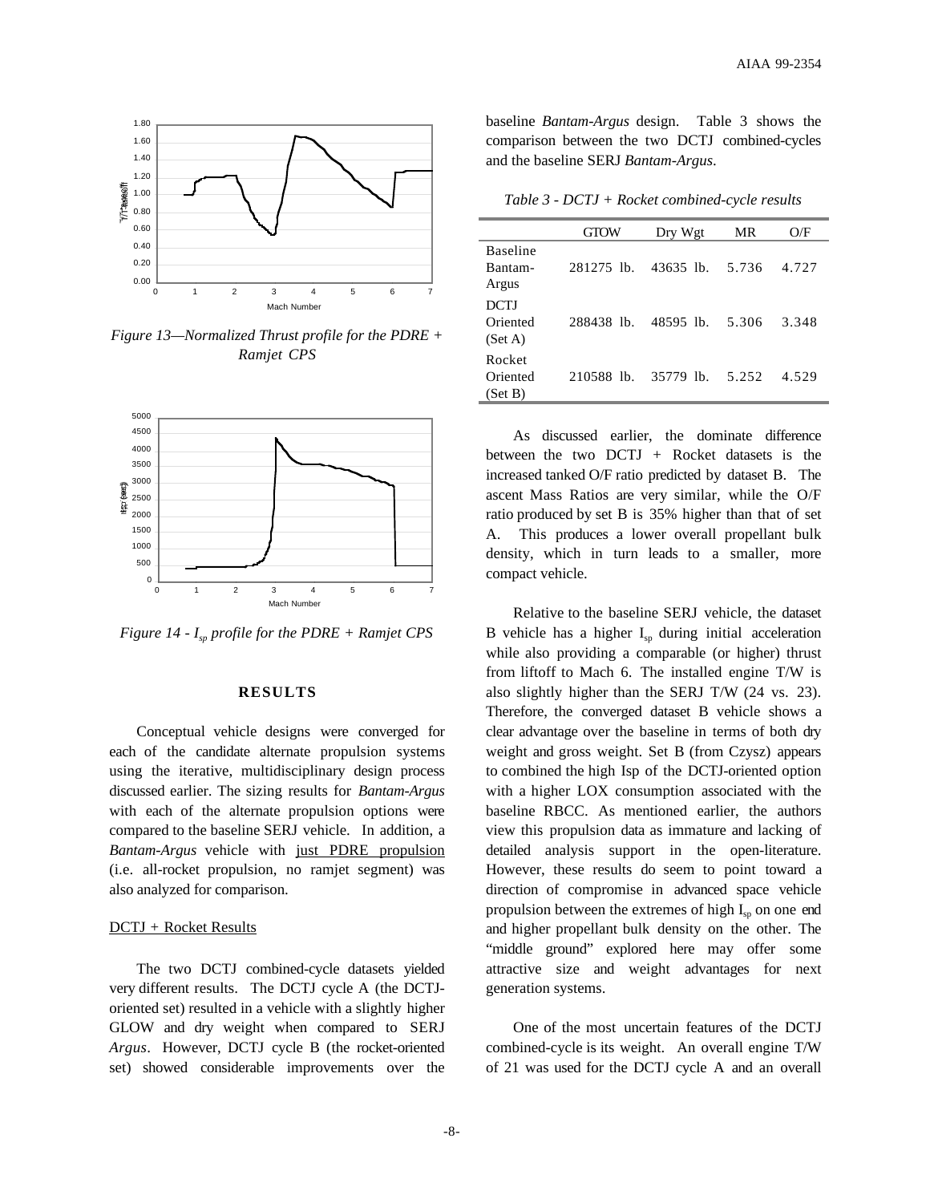Figure 13—Normalized Thrust profile for the PDRE + Ramjet CPS

Figure 14 - $I_{sp}$ profile for the PDRE + Ramjet CPS

## RESULTS

Conceptual vehicle designs were converged for each of the candidate alternate propulsion systems using the iterative, multidisciplinary design process discussed earlier. The sizing results for *Bantam-Argus* with each of the alternate propulsion options were compared to the baseline SERJ vehicle. In addition, a *Bantam-Argus* vehicle with just PDRE propulsion (i.e. all-rocket propulsion, no ramjet segment) was also analyzed for comparison.

### DCTJ + Rocket Results

The two DCTJ combined-cycle datasets yielded very different results. The DCTJ cycle A (the DCTJ-oriented set) resulted in a vehicle with a slightly higher GLOW and dry weight when compared to SERJ *Argus*. However, DCTJ cycle B (the rocket-oriented set) showed considerable improvements over the baseline *Bantam-Argus* design. Table 3 shows the comparison between the two DCTJ combined-cycles and the baseline SERJ *Bantam-Argus*.

*Table 3 - DCTJ + Rocket combined-cycle results*

| | GTOW | Dry Wgt | MR | O/F |
|---|---|---|---|---|
| Baseline Bantam-Argus | 281275 lb. | 43635 lb. | 5.736 | 4.727 |
| DCTJ Oriented (Set A) | 288438 lb. | 48595 lb. | 5.306 | 3.348 |
| Rocket Oriented (Set B) | 210588 lb. | 35779 lb. | 5.252 | 4.529 |

As discussed earlier, the dominate difference between the two DCTJ + Rocket datasets is the increased tanked O/F ratio predicted by dataset B. The ascent Mass Ratios are very similar, while the O/F ratio produced by set B is 35% higher than that of set A. This produces a lower overall propellant bulk density, which in turn leads to a smaller, more compact vehicle.

Relative to the baseline SERJ vehicle, the dataset B vehicle has a higher $I_{sp}$ during initial acceleration while also providing a comparable (or higher) thrust from liftoff to Mach 6. The installed engine T/W is also slightly higher than the SERJ T/W (24 vs. 23). Therefore, the converged dataset B vehicle shows a clear advantage over the baseline in terms of both dry weight and gross weight. Set B (from Czysz) appears to combined the high Isp of the DCTJ-oriented option with a higher LOX consumption associated with the baseline RBCC. As mentioned earlier, the authors view this propulsion data as immature and lacking of detailed analysis support in the open-literature. However, these results do seem to point toward a direction of compromise in advanced space vehicle propulsion between the extremes of high $I_{sp}$ on one end and higher propellant bulk density on the other. The "middle ground" explored here may offer some attractive size and weight advantages for next generation systems.

One of the most uncertain features of the DCTJ combined-cycle is its weight. An overall engine T/W of 21 was used for the DCTJ cycle A and an overall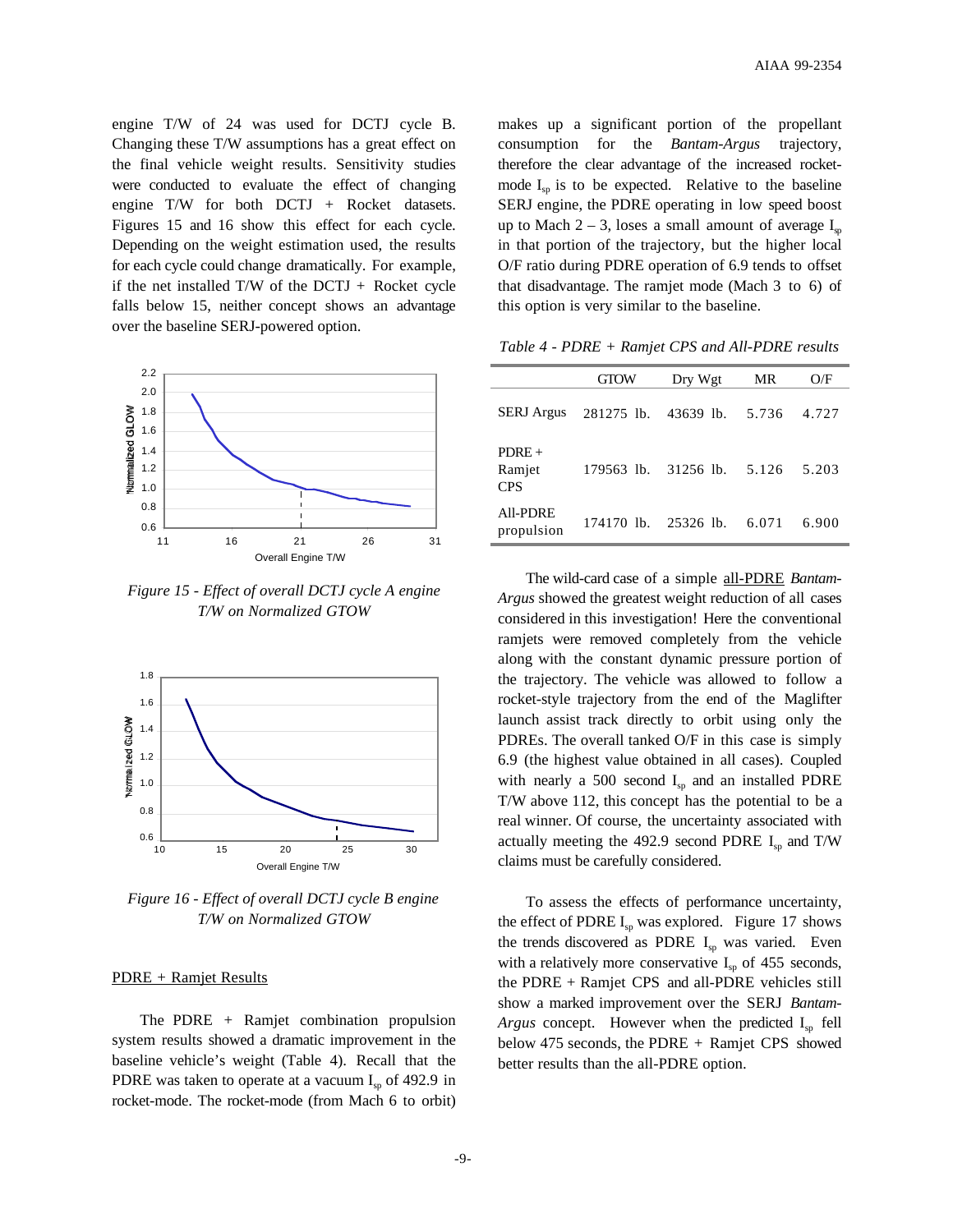engine T/W of 24 was used for DCTJ cycle B. Changing these T/W assumptions has a great effect on the final vehicle weight results. Sensitivity studies were conducted to evaluate the effect of changing engine T/W for both DCTJ + Rocket datasets. Figures 15 and 16 show this effect for each cycle. Depending on the weight estimation used, the results for each cycle could change dramatically. For example, if the net installed T/W of the DCTJ + Rocket cycle falls below 15, neither concept shows an advantage over the baseline SERJ-powered option.

*Figure 15 - Effect of overall DCTJ cycle A engine T/W on Normalized GTOW*

*Figure 16 - Effect of overall DCTJ cycle B engine T/W on Normalized GTOW*

PDRE + Ramjet Results

The PDRE + Ramjet combination propulsion system results showed a dramatic improvement in the baseline vehicle's weight (Table 4). Recall that the PDRE was taken to operate at a vacuum $I_{sp}$ of 492.9 in rocket-mode. The rocket-mode (from Mach 6 to orbit) makes up a significant portion of the propellant consumption for the *Bantam-Argus* trajectory, therefore the clear advantage of the increased rocket-mode $I_{sp}$ is to be expected. Relative to the baseline SERJ engine, the PDRE operating in low speed boost up to Mach 2 – 3, loses a small amount of average $I_{sp}$ in that portion of the trajectory, but the higher local O/F ratio during PDRE operation of 6.9 tends to offset that disadvantage. The ramjet mode (Mach 3 to 6) of this option is very similar to the baseline.

*Table 4 - PDRE + Ramjet CPS and All-PDRE results*

| | GTOW | Dry Wgt | MR | O/F |
|---|---|---|---|---|
| SERJ Argus | 281275 lb. | 43639 lb. | 5.736 | 4.727 |
| PDRE + Ramjet CPS | 179563 lb. | 31256 lb. | 5.126 | 5.203 |
| All-PDRE propulsion | 174170 lb. | 25326 lb. | 6.071 | 6.900 |

The wild-card case of a simple all-PDRE *Bantam-Argus* showed the greatest weight reduction of all cases considered in this investigation! Here the conventional ramjets were removed completely from the vehicle along with the constant dynamic pressure portion of the trajectory. The vehicle was allowed to follow a rocket-style trajectory from the end of the Maglifter launch assist track directly to orbit using only the PDREs. The overall tanked O/F in this case is simply 6.9 (the highest value obtained in all cases). Coupled with nearly a 500 second $I_{sp}$ and an installed PDRE T/W above 112, this concept has the potential to be a real winner. Of course, the uncertainty associated with actually meeting the 492.9 second PDRE $I_{sp}$ and T/W claims must be carefully considered.

To assess the effects of performance uncertainty, the effect of PDRE $I_{sp}$ was explored. Figure 17 shows the trends discovered as PDRE $I_{sp}$ was varied. Even with a relatively more conservative $I_{sp}$ of 455 seconds, the PDRE + Ramjet CPS and all-PDRE vehicles still show a marked improvement over the SERJ *Bantam-Argus* concept. However when the predicted $I_{sp}$ fell below 475 seconds, the PDRE + Ramjet CPS showed better results than the all-PDRE option.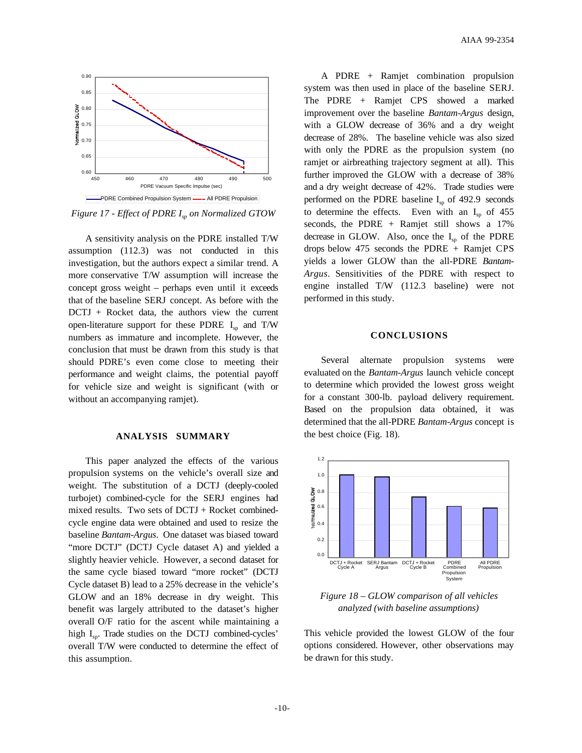*Figure 17 - Effect of PDRE $I_{sp}$ on Normalized GTOW*

A sensitivity analysis on the PDRE installed T/W assumption (112.3) was not conducted in this investigation, but the authors expect a similar trend. A more conservative T/W assumption will increase the concept gross weight – perhaps even until it exceeds that of the baseline SERJ concept. As before with the DCTJ + Rocket data, the authors view the current open-literature support for these PDRE $I_{sp}$ and T/W numbers as immature and incomplete. However, the conclusion that must be drawn from this study is that should PDRE's even come close to meeting their performance and weight claims, the potential payoff for vehicle size and weight is significant (with or without an accompanying ramjet).

## ANALYSIS SUMMARY

This paper analyzed the effects of the various propulsion systems on the vehicle's overall size and weight. The substitution of a DCTJ (deeply-cooled turbojet) combined-cycle for the SERJ engines had mixed results. Two sets of DCTJ + Rocket combined-cycle engine data were obtained and used to resize the baseline *Bantam-Argus*. One dataset was biased toward "more DCTJ" (DCTJ Cycle dataset A) and yielded a slightly heavier vehicle. However, a second dataset for the same cycle biased toward "more rocket" (DCTJ Cycle dataset B) lead to a 25% decrease in the vehicle's GLOW and an 18% decrease in dry weight. This benefit was largely attributed to the dataset's higher overall O/F ratio for the ascent while maintaining a high $I_{sp}$. Trade studies on the DCTJ combined-cycles' overall T/W were conducted to determine the effect of this assumption.

A PDRE + Ramjet combination propulsion system was then used in place of the baseline SERJ. The PDRE + Ramjet CPS showed a marked improvement over the baseline *Bantam-Argus* design, with a GLOW decrease of 36% and a dry weight decrease of 28%. The baseline vehicle was also sized with only the PDRE as the propulsion system (no ramjet or airbreathing trajectory segment at all). This further improved the GLOW with a decrease of 38% and a dry weight decrease of 42%. Trade studies were performed on the PDRE baseline $I_{sp}$ of 492.9 seconds to determine the effects. Even with an $I_{sp}$ of 455 seconds, the PDRE + Ramjet still shows a 17% decrease in GLOW. Also, once the $I_{sp}$ of the PDRE drops below 475 seconds the PDRE + Ramjet CPS yields a lower GLOW than the all-PDRE *Bantam-Argus*. Sensitivities of the PDRE with respect to engine installed T/W (112.3 baseline) were not performed in this study.

## CONCLUSIONS

Several alternate propulsion systems were evaluated on the *Bantam-Argus* launch vehicle concept to determine which provided the lowest gross weight for a constant 300-lb. payload delivery requirement. Based on the propulsion data obtained, it was determined that the all-PDRE *Bantam-Argus* concept is the best choice (Fig. 18).

*Figure 18 – GLOW comparison of all vehicles analyzed (with baseline assumptions)*

This vehicle provided the lowest GLOW of the four options considered. However, other observations may be drawn for this study.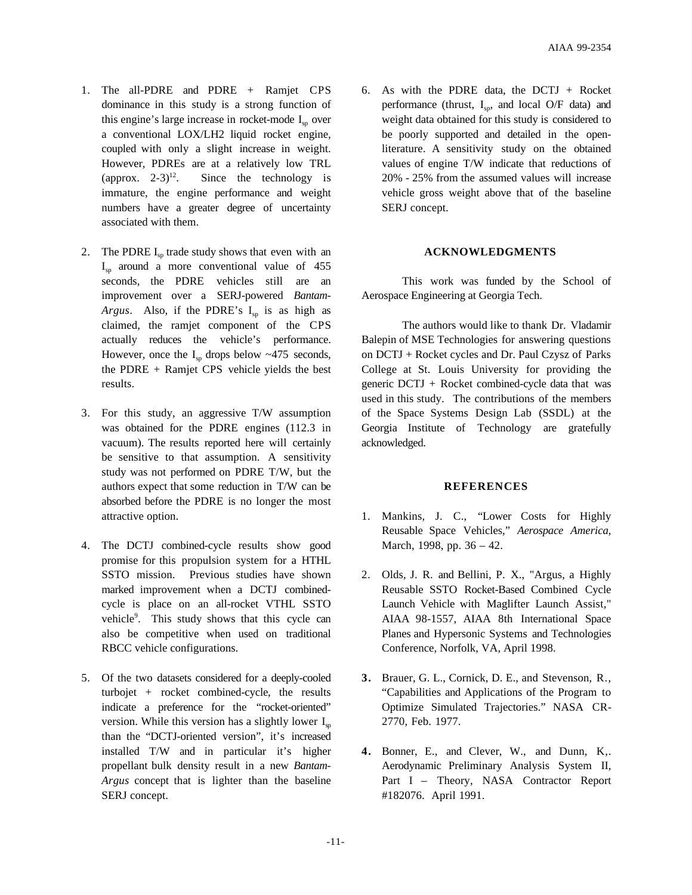1. The all-PDRE and PDRE + Ramjet CPS dominance in this study is a strong function of this engine's large increase in rocket-mode $I_{sp}$ over a conventional LOX/LH2 liquid rocket engine, coupled with only a slight increase in weight. However, PDREs are at a relatively low TRL (approx. 2-3)[12]. Since the technology is immature, the engine performance and weight numbers have a greater degree of uncertainty associated with them.

2. The PDRE $I_{sp}$ trade study shows that even with an $I_{sp}$ around a more conventional value of 455 seconds, the PDRE vehicles still are an improvement over a SERJ-powered *Bantam-Argus*. Also, if the PDRE's $I_{sp}$ is as high as claimed, the ramjet component of the CPS actually reduces the vehicle's performance. However, once the $I_{sp}$ drops below ~475 seconds, the PDRE + Ramjet CPS vehicle yields the best results.

3. For this study, an aggressive T/W assumption was obtained for the PDRE engines (112.3 in vacuum). The results reported here will certainly be sensitive to that assumption. A sensitivity study was not performed on PDRE T/W, but the authors expect that some reduction in T/W can be absorbed before the PDRE is no longer the most attractive option.

4. The DCTJ combined-cycle results show good promise for this propulsion system for a HTHL SSTO mission. Previous studies have shown marked improvement when a DCTJ combined-cycle is place on an all-rocket VTHL SSTO vehicle[9]. This study shows that this cycle can also be competitive when used on traditional RBCC vehicle configurations.

5. Of the two datasets considered for a deeply-cooled turbojet + rocket combined-cycle, the results indicate a preference for the "rocket-oriented" version. While this version has a slightly lower $I_{sp}$ than the "DCTJ-oriented version", it's increased installed T/W and in particular it's higher propellant bulk density result in a new *Bantam-Argus* concept that is lighter than the baseline SERJ concept.

6. As with the PDRE data, the DCTJ + Rocket performance (thrust, $I_{sp}$, and local O/F data) and weight data obtained for this study is considered to be poorly supported and detailed in the open-literature. A sensitivity study on the obtained values of engine T/W indicate that reductions of 20% - 25% from the assumed values will increase vehicle gross weight above that of the baseline SERJ concept.

## ACKNOWLEDGMENTS

This work was funded by the School of Aerospace Engineering at Georgia Tech.

The authors would like to thank Dr. Vladamir Balepin of MSE Technologies for answering questions on DCTJ + Rocket cycles and Dr. Paul Czysz of Parks College at St. Louis University for providing the generic DCTJ + Rocket combined-cycle data that was used in this study. The contributions of the members of the Space Systems Design Lab (SSDL) at the Georgia Institute of Technology are gratefully acknowledged.

## REFERENCES

1. Mankins, J. C., "Lower Costs for Highly Reusable Space Vehicles," *Aerospace America*, March, 1998, pp. 36 – 42.

2. Olds, J. R. and Bellini, P. X., "Argus, a Highly Reusable SSTO Rocket-Based Combined Cycle Launch Vehicle with Maglifter Launch Assist," AIAA 98-1557, AIAA 8th International Space Planes and Hypersonic Systems and Technologies Conference, Norfolk, VA, April 1998.

3. Brauer, G. L., Cornick, D. E., and Stevenson, R., "Capabilities and Applications of the Program to Optimize Simulated Trajectories." NASA CR-2770, Feb. 1977.

4. Bonner, E., and Clever, W., and Dunn, K,. Aerodynamic Preliminary Analysis System II, Part I – Theory, NASA Contractor Report #182076. April 1991.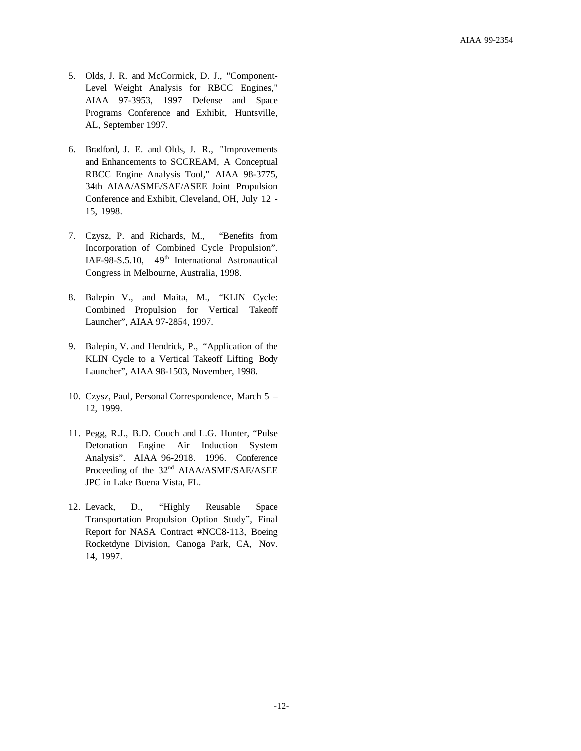5. Olds, J. R. and McCormick, D. J., "Component-Level Weight Analysis for RBCC Engines," AIAA 97-3953, 1997 Defense and Space Programs Conference and Exhibit, Huntsville, AL, September 1997.

6. Bradford, J. E. and Olds, J. R., "Improvements and Enhancements to SCCREAM, A Conceptual RBCC Engine Analysis Tool," AIAA 98-3775, 34th AIAA/ASME/SAE/ASEE Joint Propulsion Conference and Exhibit, Cleveland, OH, July 12 - 15, 1998.

7. Czysz, P. and Richards, M., "Benefits from Incorporation of Combined Cycle Propulsion". IAF-98-S.5.10, 49th International Astronautical Congress in Melbourne, Australia, 1998.

8. Balepin V., and Maita, M., "KLIN Cycle: Combined Propulsion for Vertical Takeoff Launcher", AIAA 97-2854, 1997.

9. Balepin, V. and Hendrick, P., "Application of the KLIN Cycle to a Vertical Takeoff Lifting Body Launcher", AIAA 98-1503, November, 1998.

10. Czysz, Paul, Personal Correspondence, March 5 – 12, 1999.

11. Pegg, R.J., B.D. Couch and L.G. Hunter, "Pulse Detonation Engine Air Induction System Analysis". AIAA 96-2918. 1996. Conference Proceeding of the 32nd AIAA/ASME/SAE/ASEE JPC in Lake Buena Vista, FL.

12. Levack, D., "Highly Reusable Space Transportation Propulsion Option Study", Final Report for NASA Contract #NCC8-113, Boeing Rocketdyne Division, Canoga Park, CA, Nov. 14, 1997.